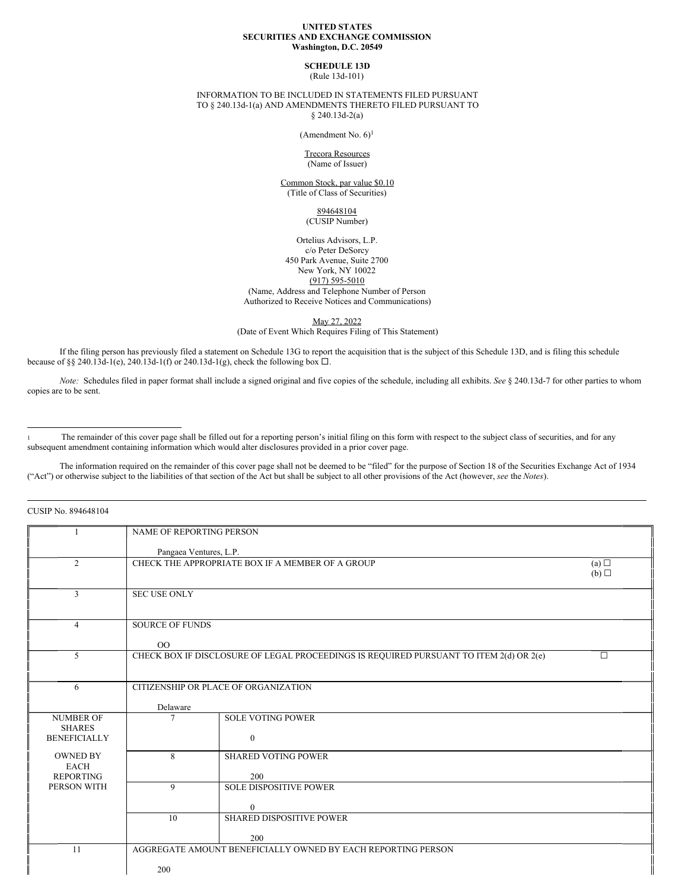**UNITED STATES**
**SECURITIES AND EXCHANGE COMMISSION**
**Washington, D.C. 20549**

**SCHEDULE 13D**
(Rule 13d-101)

INFORMATION TO BE INCLUDED IN STATEMENTS FILED PURSUANT TO § 240.13d-1(a) AND AMENDMENTS THERETO FILED PURSUANT TO § 240.13d-2(a)

(Amendment No. 6)[1]

Trecora Resources
(Name of Issuer)

Common Stock, par value $0.10
(Title of Class of Securities)

894648104
(CUSIP Number)

Ortelius Advisors, L.P.
c/o Peter DeSorcy
450 Park Avenue, Suite 2700
New York, NY 10022
(917) 595-5010
(Name, Address and Telephone Number of Person Authorized to Receive Notices and Communications)

May 27, 2022
(Date of Event Which Requires Filing of This Statement)

If the filing person has previously filed a statement on Schedule 13G to report the acquisition that is the subject of this Schedule 13D, and is filing this schedule because of §§ 240.13d-1(e), 240.13d-1(f) or 240.13d-1(g), check the following box ☐.

*Note:* Schedules filed in paper format shall include a signed original and five copies of the schedule, including all exhibits. *See* § 240.13d-7 for other parties to whom copies are to be sent.

---

[1] The remainder of this cover page shall be filled out for a reporting person's initial filing on this form with respect to the subject class of securities, and for any subsequent amendment containing information which would alter disclosures provided in a prior cover page.

The information required on the remainder of this cover page shall not be deemed to be "filed" for the purpose of Section 18 of the Securities Exchange Act of 1934 ("Act") or otherwise subject to the liabilities of that section of the Act but shall be subject to all other provisions of the Act (however, *see* the *Notes*).

CUSIP No. 894648104

| | | | |
|---|---|---|---|
| 1 | NAME OF REPORTING PERSON<br><br>Pangaea Ventures, L.P. | | |
| 2 | CHECK THE APPROPRIATE BOX IF A MEMBER OF A GROUP | | (a) ☐<br>(b) ☐ |
| 3 | SEC USE ONLY | | |
| 4 | SOURCE OF FUNDS<br><br>OO | | |
| 5 | CHECK BOX IF DISCLOSURE OF LEGAL PROCEEDINGS IS REQUIRED PURSUANT TO ITEM 2(d) OR 2(e) | | ☐ |
| 6 | CITIZENSHIP OR PLACE OF ORGANIZATION<br><br>Delaware | | |
| NUMBER OF SHARES BENEFICIALLY OWNED BY EACH REPORTING PERSON WITH | 7 | SOLE VOTING POWER<br><br>0 | |
| | 8 | SHARED VOTING POWER<br><br>200 | |
| | 9 | SOLE DISPOSITIVE POWER<br><br>0 | |
| | 10 | SHARED DISPOSITIVE POWER<br><br>200 | |
| 11 | AGGREGATE AMOUNT BENEFICIALLY OWNED BY EACH REPORTING PERSON<br><br>200 | | |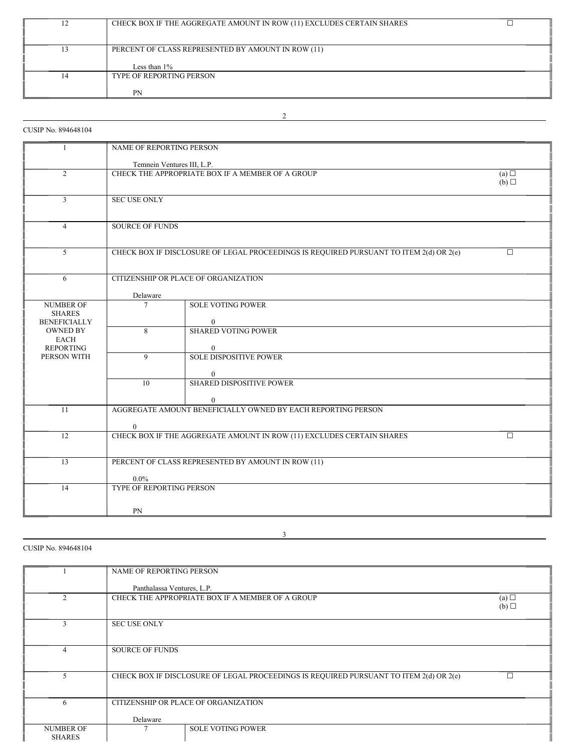| | | |
|---|---|---|
| 12 | CHECK BOX IF THE AGGREGATE AMOUNT IN ROW (11) EXCLUDES CERTAIN SHARES | ☐ |
| 13 | PERCENT OF CLASS REPRESENTED BY AMOUNT IN ROW (11)<br><br>Less than 1% | |
| 14 | TYPE OF REPORTING PERSON<br><br>PN | |

CUSIP No. 894648104

| | | | |
|---|---|---|---|
| 1 | NAME OF REPORTING PERSON<br><br>Temnein Ventures III, L.P. | | |
| 2 | CHECK THE APPROPRIATE BOX IF A MEMBER OF A GROUP | | (a) ☐<br>(b) ☐ |
| 3 | SEC USE ONLY | | |
| 4 | SOURCE OF FUNDS | | |
| 5 | CHECK BOX IF DISCLOSURE OF LEGAL PROCEEDINGS IS REQUIRED PURSUANT TO ITEM 2(d) OR 2(e) | | ☐ |
| 6 | CITIZENSHIP OR PLACE OF ORGANIZATION<br><br>Delaware | | |
| NUMBER OF SHARES BENEFICIALLY OWNED BY EACH REPORTING PERSON WITH | 7 | SOLE VOTING POWER<br><br>0 | |
| | 8 | SHARED VOTING POWER<br><br>0 | |
| | 9 | SOLE DISPOSITIVE POWER<br><br>0 | |
| | 10 | SHARED DISPOSITIVE POWER<br><br>0 | |
| 11 | AGGREGATE AMOUNT BENEFICIALLY OWNED BY EACH REPORTING PERSON<br><br>0 | | |
| 12 | CHECK BOX IF THE AGGREGATE AMOUNT IN ROW (11) EXCLUDES CERTAIN SHARES | | ☐ |
| 13 | PERCENT OF CLASS REPRESENTED BY AMOUNT IN ROW (11)<br><br>0.0% | | |
| 14 | TYPE OF REPORTING PERSON<br><br>PN | | |

CUSIP No. 894648104

| | | | |
|---|---|---|---|
| 1 | NAME OF REPORTING PERSON<br><br>Panthalassa Ventures, L.P. | | |
| 2 | CHECK THE APPROPRIATE BOX IF A MEMBER OF A GROUP | | (a) ☐<br>(b) ☐ |
| 3 | SEC USE ONLY | | |
| 4 | SOURCE OF FUNDS | | |
| 5 | CHECK BOX IF DISCLOSURE OF LEGAL PROCEEDINGS IS REQUIRED PURSUANT TO ITEM 2(d) OR 2(e) | | ☐ |
| 6 | CITIZENSHIP OR PLACE OF ORGANIZATION<br><br>Delaware | | |
| NUMBER OF SHARES | 7 | SOLE VOTING POWER | |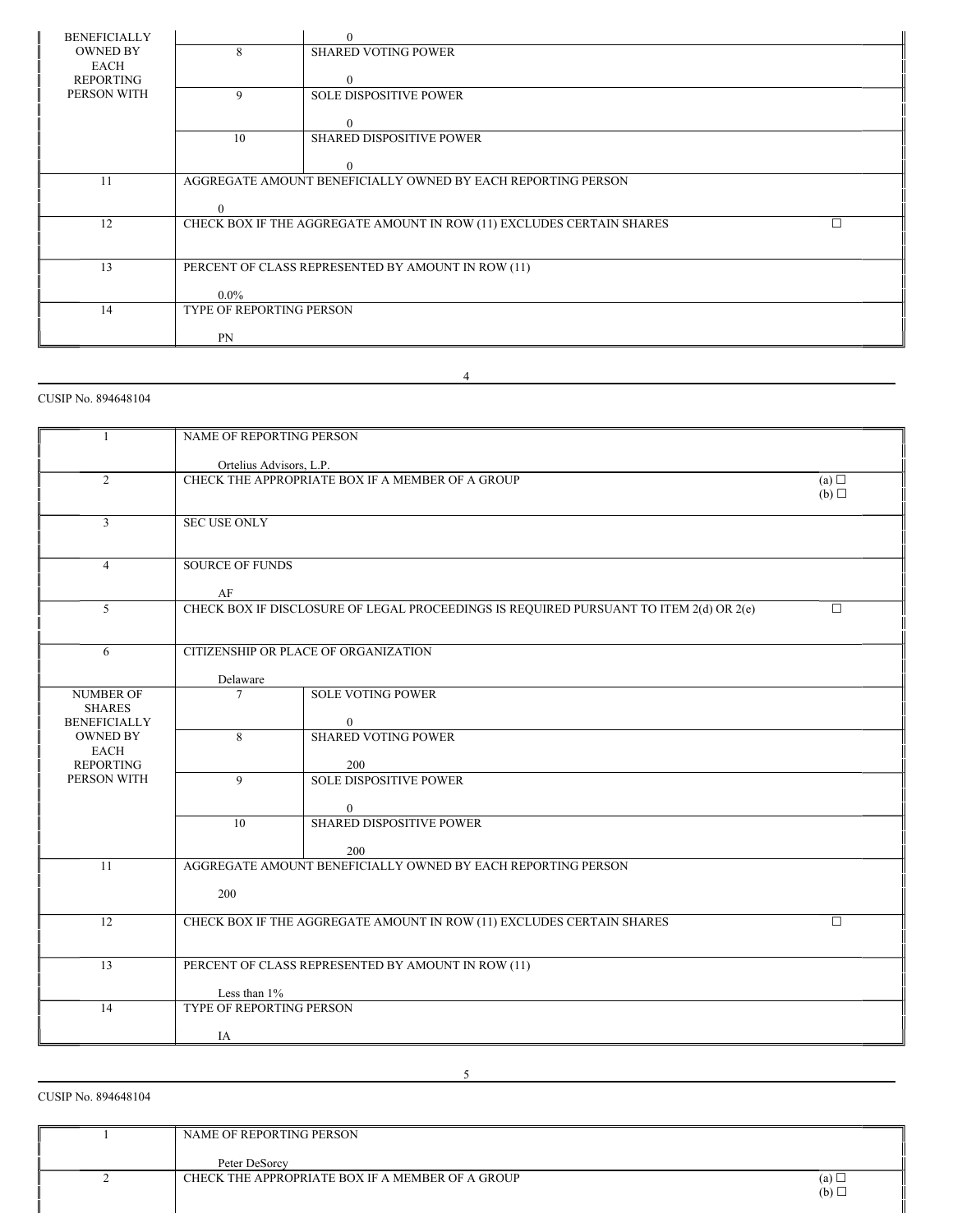| | | |
|---|---|---|
| BENEFICIALLY OWNED BY EACH REPORTING PERSON WITH | | 0 |
| | 8 | SHARED VOTING POWER<br><br>0 |
| | 9 | SOLE DISPOSITIVE POWER<br><br>0 |
| | 10 | SHARED DISPOSITIVE POWER<br><br>0 |
| 11 | AGGREGATE AMOUNT BENEFICIALLY OWNED BY EACH REPORTING PERSON<br><br>0 | |
| 12 | CHECK BOX IF THE AGGREGATE AMOUNT IN ROW (11) EXCLUDES CERTAIN SHARES ☐ | |
| 13 | PERCENT OF CLASS REPRESENTED BY AMOUNT IN ROW (11)<br><br>0.0% | |
| 14 | TYPE OF REPORTING PERSON<br><br>PN | |

CUSIP No. 894648104

| | | |
|---|---|---|
| 1 | NAME OF REPORTING PERSON<br><br>Ortelius Advisors, L.P. | |
| 2 | CHECK THE APPROPRIATE BOX IF A MEMBER OF A GROUP (a) ☐ (b) ☐ | |
| 3 | SEC USE ONLY | |
| 4 | SOURCE OF FUNDS<br><br>AF | |
| 5 | CHECK BOX IF DISCLOSURE OF LEGAL PROCEEDINGS IS REQUIRED PURSUANT TO ITEM 2(d) OR 2(e) ☐ | |
| 6 | CITIZENSHIP OR PLACE OF ORGANIZATION<br><br>Delaware | |
| NUMBER OF SHARES BENEFICIALLY OWNED BY EACH REPORTING PERSON WITH | 7 | SOLE VOTING POWER<br><br>0 |
| | 8 | SHARED VOTING POWER<br><br>200 |
| | 9 | SOLE DISPOSITIVE POWER<br><br>0 |
| | 10 | SHARED DISPOSITIVE POWER<br><br>200 |
| 11 | AGGREGATE AMOUNT BENEFICIALLY OWNED BY EACH REPORTING PERSON<br><br>200 | |
| 12 | CHECK BOX IF THE AGGREGATE AMOUNT IN ROW (11) EXCLUDES CERTAIN SHARES ☐ | |
| 13 | PERCENT OF CLASS REPRESENTED BY AMOUNT IN ROW (11)<br><br>Less than 1% | |
| 14 | TYPE OF REPORTING PERSON<br><br>IA | |

CUSIP No. 894648104

| | |
|---|---|
| 1 | NAME OF REPORTING PERSON<br><br>Peter DeSorcy |
| 2 | CHECK THE APPROPRIATE BOX IF A MEMBER OF A GROUP (a) ☐ (b) ☐ |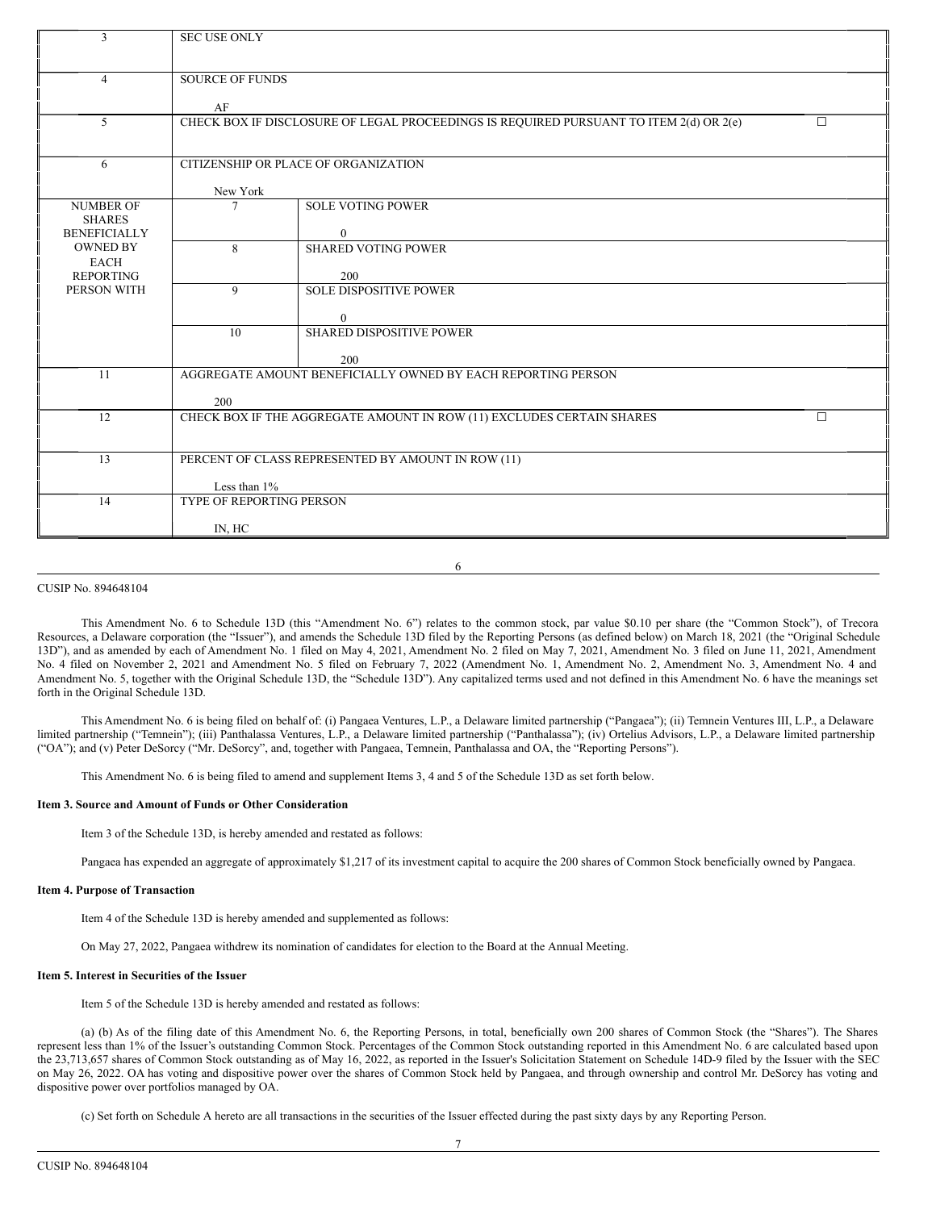| 3 | SEC USE ONLY | |
|---|---|---|
| 4 | SOURCE OF FUNDS<br><br>AF | |
| 5 | CHECK BOX IF DISCLOSURE OF LEGAL PROCEEDINGS IS REQUIRED PURSUANT TO ITEM 2(d) OR 2(e) | ☐ |
| 6 | CITIZENSHIP OR PLACE OF ORGANIZATION<br><br>New York | |
| NUMBER OF SHARES BENEFICIALLY OWNED BY EACH REPORTING PERSON WITH | 7 | SOLE VOTING POWER<br><br>0 |
| | 8 | SHARED VOTING POWER<br><br>200 |
| | 9 | SOLE DISPOSITIVE POWER<br><br>0 |
| | 10 | SHARED DISPOSITIVE POWER<br><br>200 |
| 11 | AGGREGATE AMOUNT BENEFICIALLY OWNED BY EACH REPORTING PERSON<br><br>200 | |
| 12 | CHECK BOX IF THE AGGREGATE AMOUNT IN ROW (11) EXCLUDES CERTAIN SHARES | ☐ |
| 13 | PERCENT OF CLASS REPRESENTED BY AMOUNT IN ROW (11)<br><br>Less than 1% | |
| 14 | TYPE OF REPORTING PERSON<br><br>IN, HC | |

CUSIP No. 894648104

This Amendment No. 6 to Schedule 13D (this "Amendment No. 6") relates to the common stock, par value $0.10 per share (the "Common Stock"), of Trecora Resources, a Delaware corporation (the "Issuer"), and amends the Schedule 13D filed by the Reporting Persons (as defined below) on March 18, 2021 (the "Original Schedule 13D"), and as amended by each of Amendment No. 1 filed on May 4, 2021, Amendment No. 2 filed on May 7, 2021, Amendment No. 3 filed on June 11, 2021, Amendment No. 4 filed on November 2, 2021 and Amendment No. 5 filed on February 7, 2022 (Amendment No. 1, Amendment No. 2, Amendment No. 3, Amendment No. 4 and Amendment No. 5, together with the Original Schedule 13D, the "Schedule 13D"). Any capitalized terms used and not defined in this Amendment No. 6 have the meanings set forth in the Original Schedule 13D.

This Amendment No. 6 is being filed on behalf of: (i) Pangaea Ventures, L.P., a Delaware limited partnership ("Pangaea"); (ii) Temnein Ventures III, L.P., a Delaware limited partnership ("Temnein"); (iii) Panthalassa Ventures, L.P., a Delaware limited partnership ("Panthalassa"); (iv) Ortelius Advisors, L.P., a Delaware limited partnership ("OA"); and (v) Peter DeSorcy ("Mr. DeSorcy", and, together with Pangaea, Temnein, Panthalassa and OA, the "Reporting Persons").

This Amendment No. 6 is being filed to amend and supplement Items 3, 4 and 5 of the Schedule 13D as set forth below.

**Item 3. Source and Amount of Funds or Other Consideration**

Item 3 of the Schedule 13D, is hereby amended and restated as follows:

Pangaea has expended an aggregate of approximately $1,217 of its investment capital to acquire the 200 shares of Common Stock beneficially owned by Pangaea.

**Item 4. Purpose of Transaction**

Item 4 of the Schedule 13D is hereby amended and supplemented as follows:

On May 27, 2022, Pangaea withdrew its nomination of candidates for election to the Board at the Annual Meeting.

**Item 5. Interest in Securities of the Issuer**

Item 5 of the Schedule 13D is hereby amended and restated as follows:

(a) (b) As of the filing date of this Amendment No. 6, the Reporting Persons, in total, beneficially own 200 shares of Common Stock (the "Shares"). The Shares represent less than 1% of the Issuer's outstanding Common Stock. Percentages of the Common Stock outstanding reported in this Amendment No. 6 are calculated based upon the 23,713,657 shares of Common Stock outstanding as of May 16, 2022, as reported in the Issuer's Solicitation Statement on Schedule 14D-9 filed by the Issuer with the SEC on May 26, 2022. OA has voting and dispositive power over the shares of Common Stock held by Pangaea, and through ownership and control Mr. DeSorcy has voting and dispositive power over portfolios managed by OA.

(c) Set forth on Schedule A hereto are all transactions in the securities of the Issuer effected during the past sixty days by any Reporting Person.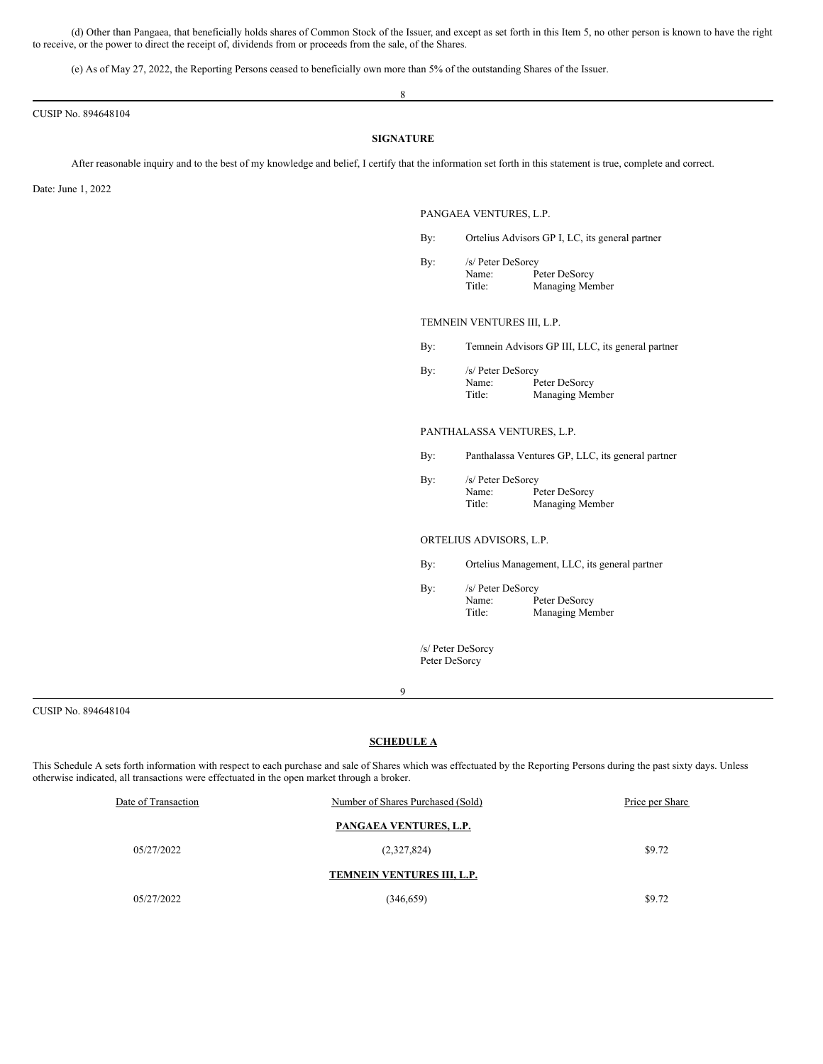(d) Other than Pangaea, that beneficially holds shares of Common Stock of the Issuer, and except as set forth in this Item 5, no other person is known to have the right to receive, or the power to direct the receipt of, dividends from or proceeds from the sale, of the Shares.

(e) As of May 27, 2022, the Reporting Persons ceased to beneficially own more than 5% of the outstanding Shares of the Issuer.

CUSIP No. 894648104

**SIGNATURE**

After reasonable inquiry and to the best of my knowledge and belief, I certify that the information set forth in this statement is true, complete and correct.

Date: June 1, 2022

PANGAEA VENTURES, L.P.

By: Ortelius Advisors GP I, LC, its general partner

By: /s/ Peter DeSorcy
Name: Peter DeSorcy
Title: Managing Member

TEMNEIN VENTURES III, L.P.

By: Temnein Advisors GP III, LLC, its general partner

By: /s/ Peter DeSorcy
Name: Peter DeSorcy
Title: Managing Member

PANTHALASSA VENTURES, L.P.

By: Panthalassa Ventures GP, LLC, its general partner

By: /s/ Peter DeSorcy
Name: Peter DeSorcy
Title: Managing Member

ORTELIUS ADVISORS, L.P.

By: Ortelius Management, LLC, its general partner

By: /s/ Peter DeSorcy
Name: Peter DeSorcy
Title: Managing Member

/s/ Peter DeSorcy
Peter DeSorcy

CUSIP No. 894648104

**SCHEDULE A**

This Schedule A sets forth information with respect to each purchase and sale of Shares which was effectuated by the Reporting Persons during the past sixty days. Unless otherwise indicated, all transactions were effectuated in the open market through a broker.

| Date of Transaction | Number of Shares Purchased (Sold) | Price per Share |
|---|---|---|
| | **PANGAEA VENTURES, L.P.** | |
| 05/27/2022 | (2,327,824) | $9.72 |
| | **TEMNEIN VENTURES III, L.P.** | |
| 05/27/2022 | (346,659) | $9.72 |